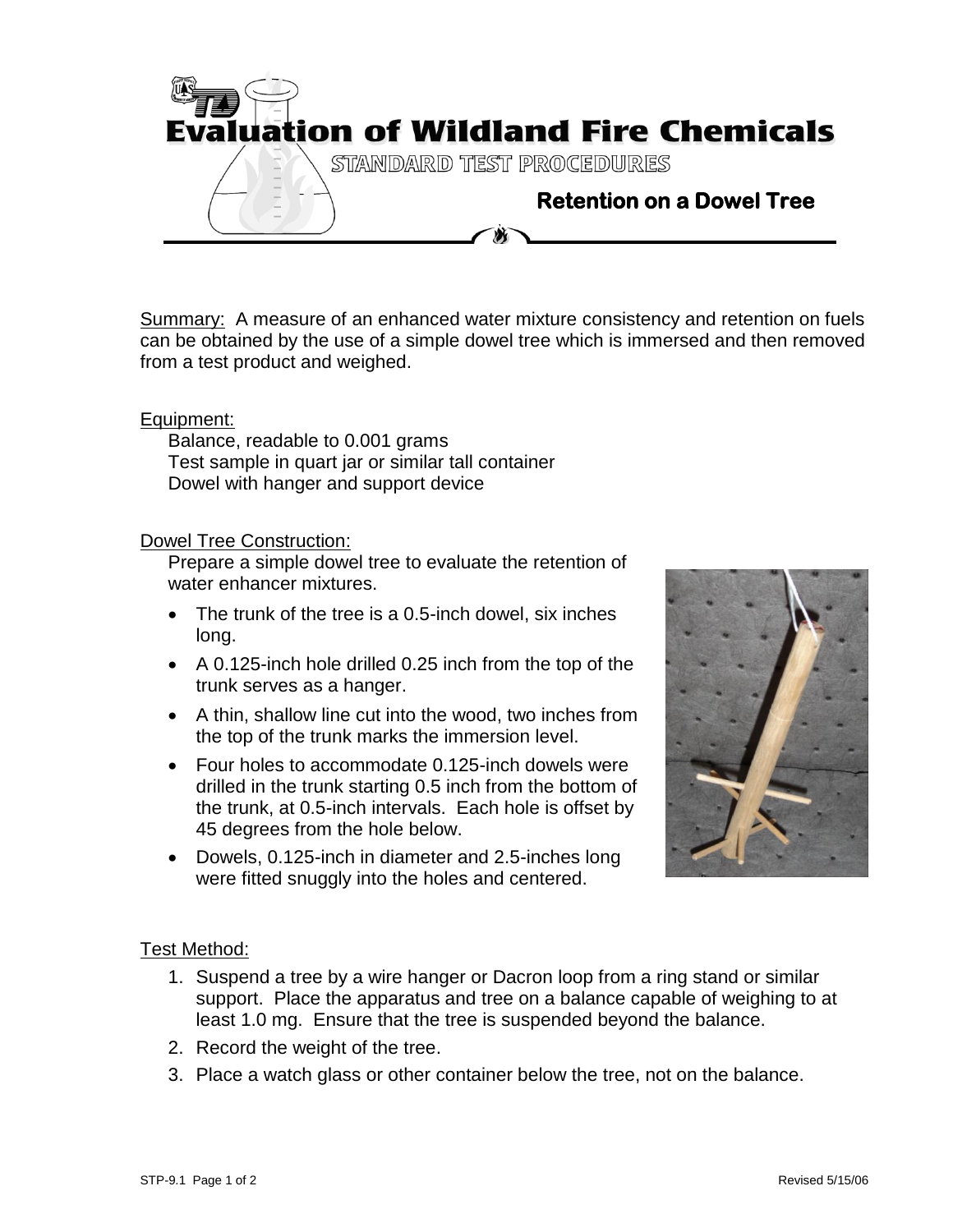# Evaluation of Wildland Fire Chemicals

## STANDARD TEST PROCEDURES

### Retention on a Dowel Tree

Summary: A measure of an enhanced water mixture consistency and retention on fuels can be obtained by the use of a simple dowel tree which is immersed and then removed from a test product and weighed.

Equipment:

Balance, readable to 0.001 grams
Test sample in quart jar or similar tall container
Dowel with hanger and support device

Dowel Tree Construction:

Prepare a simple dowel tree to evaluate the retention of water enhancer mixtures.

- The trunk of the tree is a 0.5-inch dowel, six inches long.
- A 0.125-inch hole drilled 0.25 inch from the top of the trunk serves as a hanger.
- A thin, shallow line cut into the wood, two inches from the top of the trunk marks the immersion level.
- Four holes to accommodate 0.125-inch dowels were drilled in the trunk starting 0.5 inch from the bottom of the trunk, at 0.5-inch intervals. Each hole is offset by 45 degrees from the hole below.
- Dowels, 0.125-inch in diameter and 2.5-inches long were fitted snuggly into the holes and centered.

Test Method:

1. Suspend a tree by a wire hanger or Dacron loop from a ring stand or similar support. Place the apparatus and tree on a balance capable of weighing to at least 1.0 mg. Ensure that the tree is suspended beyond the balance.
2. Record the weight of the tree.
3. Place a watch glass or other container below the tree, not on the balance.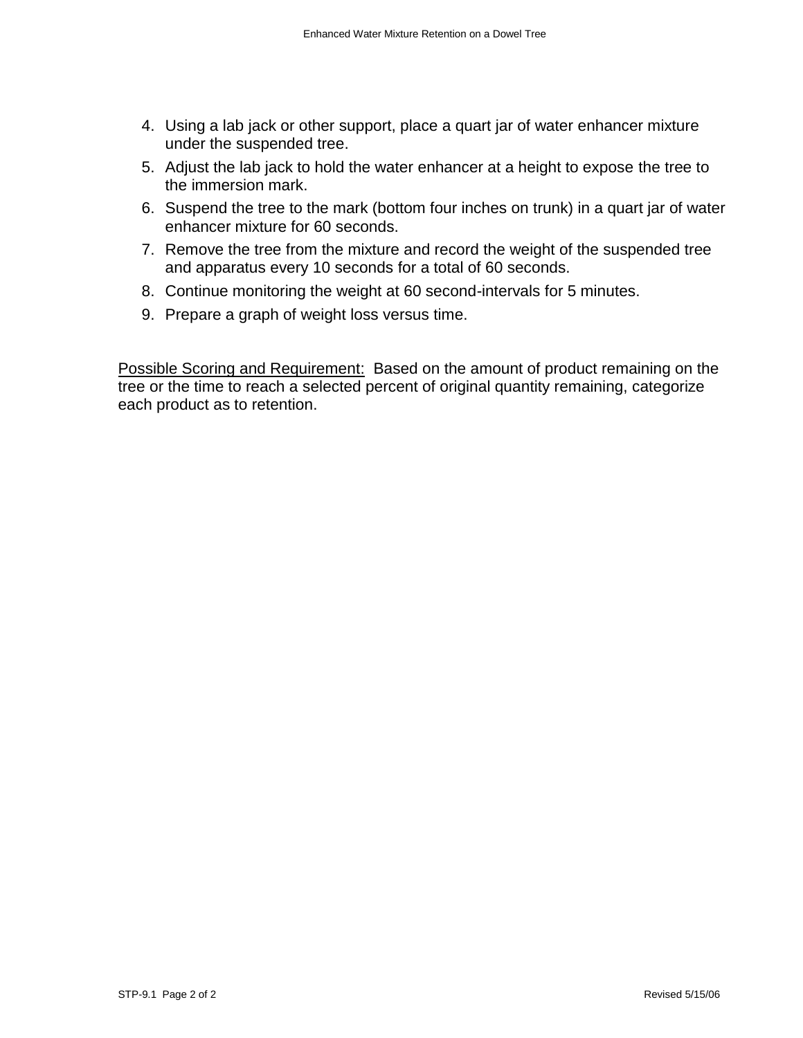4. Using a lab jack or other support, place a quart jar of water enhancer mixture under the suspended tree.
5. Adjust the lab jack to hold the water enhancer at a height to expose the tree to the immersion mark.
6. Suspend the tree to the mark (bottom four inches on trunk) in a quart jar of water enhancer mixture for 60 seconds.
7. Remove the tree from the mixture and record the weight of the suspended tree and apparatus every 10 seconds for a total of 60 seconds.
8. Continue monitoring the weight at 60 second-intervals for 5 minutes.
9. Prepare a graph of weight loss versus time.

<u>Possible Scoring and Requirement:</u> Based on the amount of product remaining on the tree or the time to reach a selected percent of original quantity remaining, categorize each product as to retention.